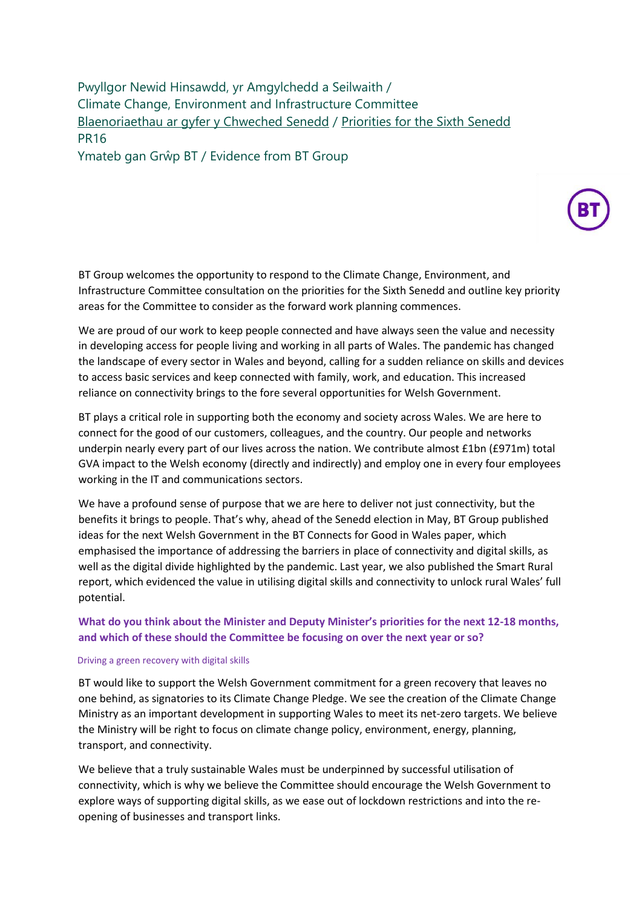Pwyllgor Newid Hinsawdd, yr Amgylchedd a Seilwaith /
Climate Change, Environment and Infrastructure Committee
Blaenoriaethau ar gyfer y Chweched Senedd / Priorities for the Sixth Senedd
PR16
Ymateb gan Grŵp BT / Evidence from BT Group

BT Group welcomes the opportunity to respond to the Climate Change, Environment, and Infrastructure Committee consultation on the priorities for the Sixth Senedd and outline key priority areas for the Committee to consider as the forward work planning commences.

We are proud of our work to keep people connected and have always seen the value and necessity in developing access for people living and working in all parts of Wales. The pandemic has changed the landscape of every sector in Wales and beyond, calling for a sudden reliance on skills and devices to access basic services and keep connected with family, work, and education. This increased reliance on connectivity brings to the fore several opportunities for Welsh Government.

BT plays a critical role in supporting both the economy and society across Wales. We are here to connect for the good of our customers, colleagues, and the country. Our people and networks underpin nearly every part of our lives across the nation. We contribute almost £1bn (£971m) total GVA impact to the Welsh economy (directly and indirectly) and employ one in every four employees working in the IT and communications sectors.

We have a profound sense of purpose that we are here to deliver not just connectivity, but the benefits it brings to people. That's why, ahead of the Senedd election in May, BT Group published ideas for the next Welsh Government in the BT Connects for Good in Wales paper, which emphasised the importance of addressing the barriers in place of connectivity and digital skills, as well as the digital divide highlighted by the pandemic. Last year, we also published the Smart Rural report, which evidenced the value in utilising digital skills and connectivity to unlock rural Wales' full potential.

**What do you think about the Minister and Deputy Minister's priorities for the next 12-18 months, and which of these should the Committee be focusing on over the next year or so?**

### Driving a green recovery with digital skills

BT would like to support the Welsh Government commitment for a green recovery that leaves no one behind, as signatories to its Climate Change Pledge. We see the creation of the Climate Change Ministry as an important development in supporting Wales to meet its net-zero targets. We believe the Ministry will be right to focus on climate change policy, environment, energy, planning, transport, and connectivity.

We believe that a truly sustainable Wales must be underpinned by successful utilisation of connectivity, which is why we believe the Committee should encourage the Welsh Government to explore ways of supporting digital skills, as we ease out of lockdown restrictions and into the re-opening of businesses and transport links.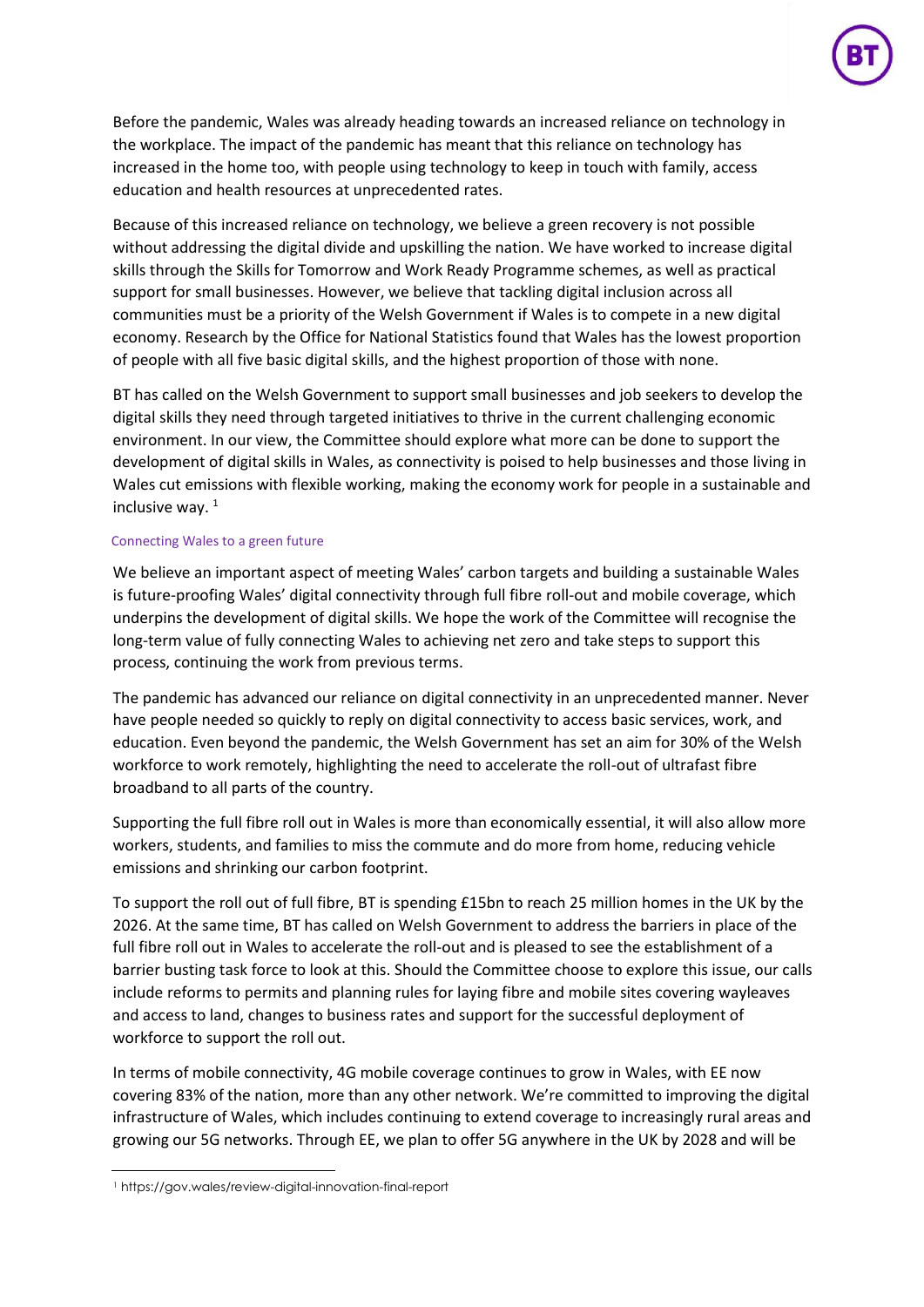Before the pandemic, Wales was already heading towards an increased reliance on technology in the workplace. The impact of the pandemic has meant that this reliance on technology has increased in the home too, with people using technology to keep in touch with family, access education and health resources at unprecedented rates.

Because of this increased reliance on technology, we believe a green recovery is not possible without addressing the digital divide and upskilling the nation. We have worked to increase digital skills through the Skills for Tomorrow and Work Ready Programme schemes, as well as practical support for small businesses. However, we believe that tackling digital inclusion across all communities must be a priority of the Welsh Government if Wales is to compete in a new digital economy. Research by the Office for National Statistics found that Wales has the lowest proportion of people with all five basic digital skills, and the highest proportion of those with none.

BT has called on the Welsh Government to support small businesses and job seekers to develop the digital skills they need through targeted initiatives to thrive in the current challenging economic environment. In our view, the Committee should explore what more can be done to support the development of digital skills in Wales, as connectivity is poised to help businesses and those living in Wales cut emissions with flexible working, making the economy work for people in a sustainable and inclusive way. [1]

### Connecting Wales to a green future

We believe an important aspect of meeting Wales' carbon targets and building a sustainable Wales is future-proofing Wales' digital connectivity through full fibre roll-out and mobile coverage, which underpins the development of digital skills. We hope the work of the Committee will recognise the long-term value of fully connecting Wales to achieving net zero and take steps to support this process, continuing the work from previous terms.

The pandemic has advanced our reliance on digital connectivity in an unprecedented manner. Never have people needed so quickly to reply on digital connectivity to access basic services, work, and education. Even beyond the pandemic, the Welsh Government has set an aim for 30% of the Welsh workforce to work remotely, highlighting the need to accelerate the roll-out of ultrafast fibre broadband to all parts of the country.

Supporting the full fibre roll out in Wales is more than economically essential, it will also allow more workers, students, and families to miss the commute and do more from home, reducing vehicle emissions and shrinking our carbon footprint.

To support the roll out of full fibre, BT is spending £15bn to reach 25 million homes in the UK by the 2026. At the same time, BT has called on Welsh Government to address the barriers in place of the full fibre roll out in Wales to accelerate the roll-out and is pleased to see the establishment of a barrier busting task force to look at this. Should the Committee choose to explore this issue, our calls include reforms to permits and planning rules for laying fibre and mobile sites covering wayleaves and access to land, changes to business rates and support for the successful deployment of workforce to support the roll out.

In terms of mobile connectivity, 4G mobile coverage continues to grow in Wales, with EE now covering 83% of the nation, more than any other network. We're committed to improving the digital infrastructure of Wales, which includes continuing to extend coverage to increasingly rural areas and growing our 5G networks. Through EE, we plan to offer 5G anywhere in the UK by 2028 and will be

---

[1] https://gov.wales/review-digital-innovation-final-report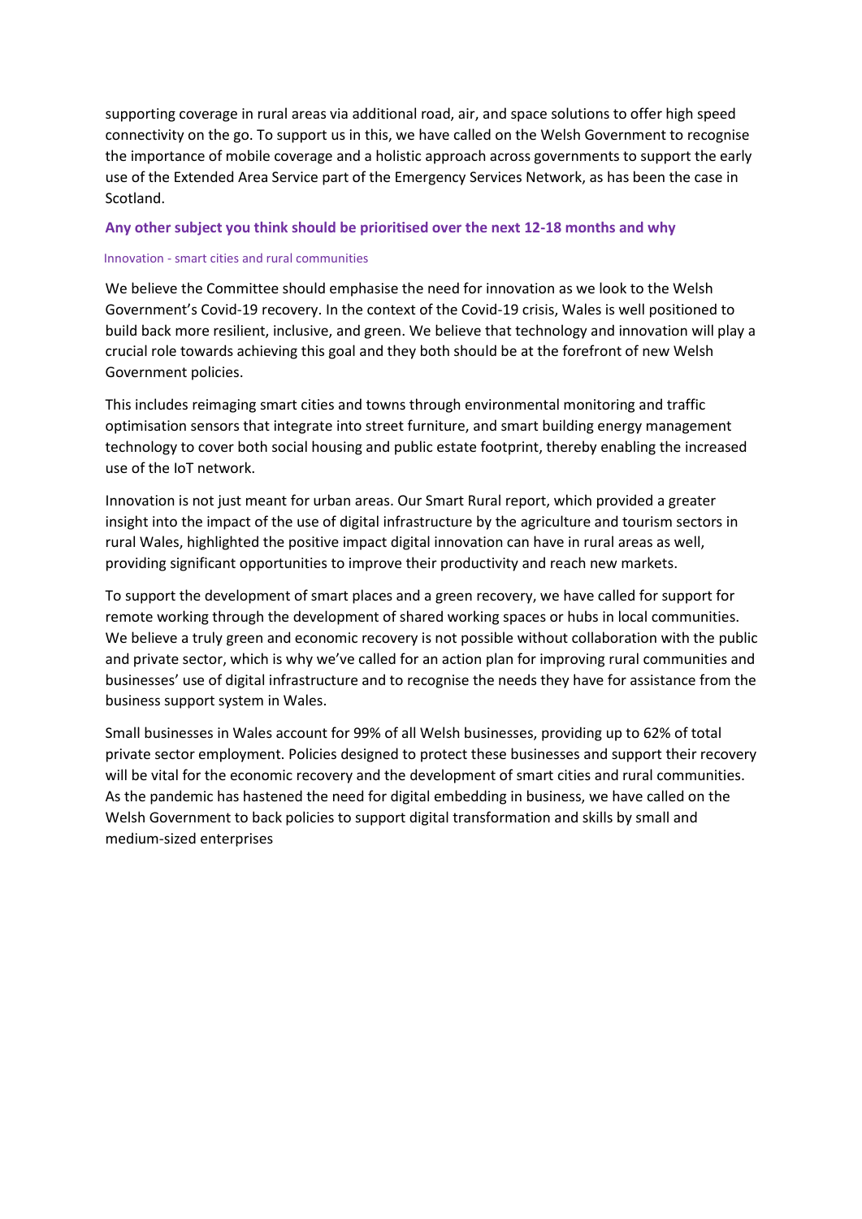supporting coverage in rural areas via additional road, air, and space solutions to offer high speed connectivity on the go. To support us in this, we have called on the Welsh Government to recognise the importance of mobile coverage and a holistic approach across governments to support the early use of the Extended Area Service part of the Emergency Services Network, as has been the case in Scotland.

## Any other subject you think should be prioritised over the next 12-18 months and why

### Innovation - smart cities and rural communities

We believe the Committee should emphasise the need for innovation as we look to the Welsh Government's Covid-19 recovery. In the context of the Covid-19 crisis, Wales is well positioned to build back more resilient, inclusive, and green. We believe that technology and innovation will play a crucial role towards achieving this goal and they both should be at the forefront of new Welsh Government policies.

This includes reimaging smart cities and towns through environmental monitoring and traffic optimisation sensors that integrate into street furniture, and smart building energy management technology to cover both social housing and public estate footprint, thereby enabling the increased use of the IoT network.

Innovation is not just meant for urban areas. Our Smart Rural report, which provided a greater insight into the impact of the use of digital infrastructure by the agriculture and tourism sectors in rural Wales, highlighted the positive impact digital innovation can have in rural areas as well, providing significant opportunities to improve their productivity and reach new markets.

To support the development of smart places and a green recovery, we have called for support for remote working through the development of shared working spaces or hubs in local communities. We believe a truly green and economic recovery is not possible without collaboration with the public and private sector, which is why we've called for an action plan for improving rural communities and businesses' use of digital infrastructure and to recognise the needs they have for assistance from the business support system in Wales.

Small businesses in Wales account for 99% of all Welsh businesses, providing up to 62% of total private sector employment. Policies designed to protect these businesses and support their recovery will be vital for the economic recovery and the development of smart cities and rural communities. As the pandemic has hastened the need for digital embedding in business, we have called on the Welsh Government to back policies to support digital transformation and skills by small and medium-sized enterprises